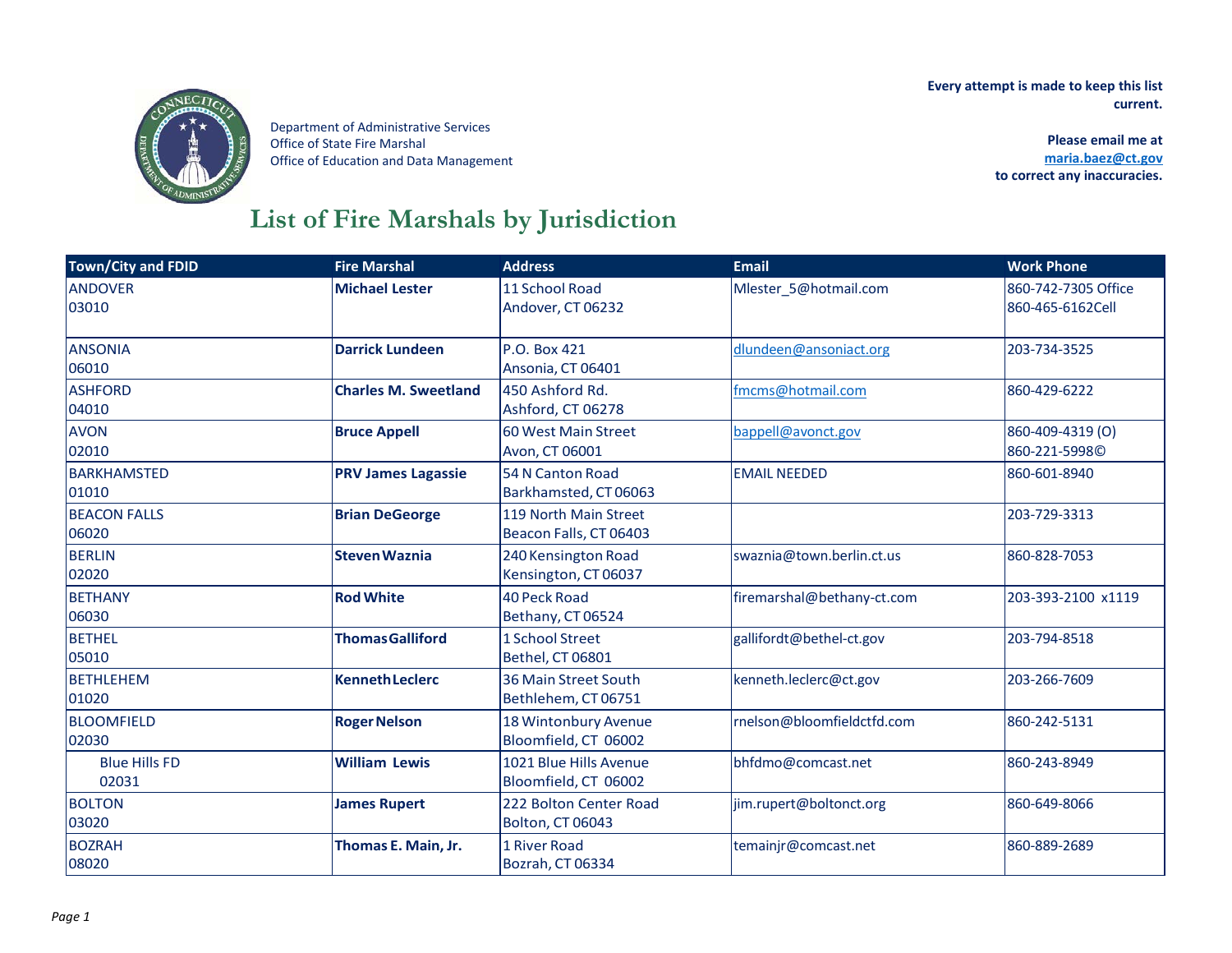Department of Administrative Services
Office of State Fire Marshal
Office of Education and Data Management

**Every attempt is made to keep this list current.**

**Please email me at [maria.baez@ct.gov](mailto:maria.baez@ct.gov) to correct any inaccuracies.**

# List of Fire Marshals by Jurisdiction

| Town/City and FDID | Fire Marshal | Address | Email | Work Phone |
|---|---|---|---|---|
| ANDOVER<br>03010 | **Michael Lester** | 11 School Road<br>Andover, CT 06232 | Mlester_5@hotmail.com | 860-742-7305 Office<br>860-465-6162Cell |
| ANSONIA<br>06010 | **Darrick Lundeen** | P.O. Box 421<br>Ansonia, CT 06401 | dlundeen@ansoniact.org | 203-734-3525 |
| ASHFORD<br>04010 | **Charles M. Sweetland** | 450 Ashford Rd.<br>Ashford, CT 06278 | fmcms@hotmail.com | 860-429-6222 |
| AVON<br>02010 | **Bruce Appell** | 60 West Main Street<br>Avon, CT 06001 | bappell@avonct.gov | 860-409-4319 (O)<br>860-221-5998© |
| BARKHAMSTED<br>01010 | **PRV James Lagassie** | 54 N Canton Road<br>Barkhamsted, CT 06063 | EMAIL NEEDED | 860-601-8940 |
| BEACON FALLS<br>06020 | **Brian DeGeorge** | 119 North Main Street<br>Beacon Falls, CT 06403 | | 203-729-3313 |
| BERLIN<br>02020 | **Steven Waznia** | 240 Kensington Road<br>Kensington, CT 06037 | swaznia@town.berlin.ct.us | 860-828-7053 |
| BETHANY<br>06030 | **Rod White** | 40 Peck Road<br>Bethany, CT 06524 | firemarshal@bethany-ct.com | 203-393-2100 x1119 |
| BETHEL<br>05010 | **Thomas Galliford** | 1 School Street<br>Bethel, CT 06801 | gallifordt@bethel-ct.gov | 203-794-8518 |
| BETHLEHEM<br>01020 | **Kenneth Leclerc** | 36 Main Street South<br>Bethlehem, CT 06751 | kenneth.leclerc@ct.gov | 203-266-7609 |
| BLOOMFIELD<br>02030 | **Roger Nelson** | 18 Wintonbury Avenue<br>Bloomfield, CT 06002 | rnelson@bloomfieldctfd.com | 860-242-5131 |
| Blue Hills FD<br>02031 | **William Lewis** | 1021 Blue Hills Avenue<br>Bloomfield, CT 06002 | bhfdmo@comcast.net | 860-243-8949 |
| BOLTON<br>03020 | **James Rupert** | 222 Bolton Center Road<br>Bolton, CT 06043 | jim.rupert@boltonct.org | 860-649-8066 |
| BOZRAH<br>08020 | **Thomas E. Main, Jr.** | 1 River Road<br>Bozrah, CT 06334 | temainjr@comcast.net | 860-889-2689 |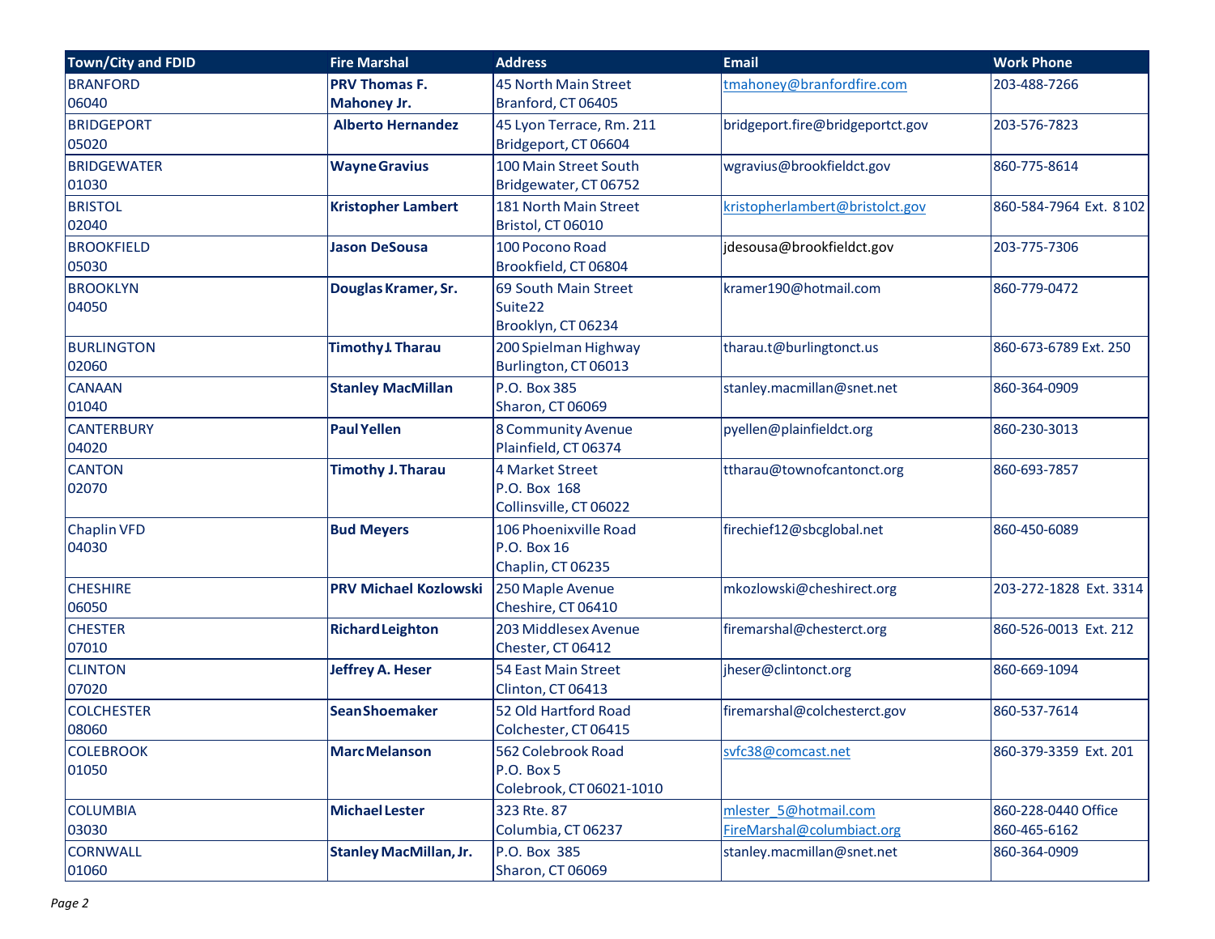| Town/City and FDID | Fire Marshal | Address | Email | Work Phone |
|---|---|---|---|---|
| BRANFORD<br>06040 | **PRV Thomas F. Mahoney Jr.** | 45 North Main Street<br>Branford, CT 06405 | tmahoney@branfordfire.com | 203-488-7266 |
| BRIDGEPORT<br>05020 | **Alberto Hernandez** | 45 Lyon Terrace, Rm. 211<br>Bridgeport, CT 06604 | bridgeport.fire@bridgeportct.gov | 203-576-7823 |
| BRIDGEWATER<br>01030 | **Wayne Gravius** | 100 Main Street South<br>Bridgewater, CT 06752 | wgravius@brookfieldct.gov | 860-775-8614 |
| BRISTOL<br>02040 | **Kristopher Lambert** | 181 North Main Street<br>Bristol, CT 06010 | kristopherlambert@bristolct.gov | 860-584-7964 Ext. 8102 |
| BROOKFIELD<br>05030 | **Jason DeSousa** | 100 Pocono Road<br>Brookfield, CT 06804 | jdesousa@brookfieldct.gov | 203-775-7306 |
| BROOKLYN<br>04050 | **Douglas Kramer, Sr.** | 69 South Main Street<br>Suite22<br>Brooklyn, CT 06234 | kramer190@hotmail.com | 860-779-0472 |
| BURLINGTON<br>02060 | **Timothy J. Tharau** | 200 Spielman Highway<br>Burlington, CT 06013 | tharau.t@burlingtonct.us | 860-673-6789 Ext. 250 |
| CANAAN<br>01040 | **Stanley MacMillan** | P.O. Box 385<br>Sharon, CT 06069 | stanley.macmillan@snet.net | 860-364-0909 |
| CANTERBURY<br>04020 | **Paul Yellen** | 8 Community Avenue<br>Plainfield, CT 06374 | pyellen@plainfieldct.org | 860-230-3013 |
| CANTON<br>02070 | **Timothy J. Tharau** | 4 Market Street<br>P.O. Box 168<br>Collinsville, CT 06022 | ttharau@townofcantonct.org | 860-693-7857 |
| Chaplin VFD<br>04030 | **Bud Meyers** | 106 Phoenixville Road<br>P.O. Box 16<br>Chaplin, CT 06235 | firechief12@sbcglobal.net | 860-450-6089 |
| CHESHIRE<br>06050 | **PRV Michael Kozlowski** | 250 Maple Avenue<br>Cheshire, CT 06410 | mkozlowski@cheshirect.org | 203-272-1828 Ext. 3314 |
| CHESTER<br>07010 | **Richard Leighton** | 203 Middlesex Avenue<br>Chester, CT 06412 | firemarshal@chesterct.org | 860-526-0013 Ext. 212 |
| CLINTON<br>07020 | **Jeffrey A. Heser** | 54 East Main Street<br>Clinton, CT 06413 | jheser@clintonct.org | 860-669-1094 |
| COLCHESTER<br>08060 | **Sean Shoemaker** | 52 Old Hartford Road<br>Colchester, CT 06415 | firemarshal@colchesterct.gov | 860-537-7614 |
| COLEBROOK<br>01050 | **Marc Melanson** | 562 Colebrook Road<br>P.O. Box 5<br>Colebrook, CT 06021-1010 | svfc38@comcast.net | 860-379-3359 Ext. 201 |
| COLUMBIA<br>03030 | **Michael Lester** | 323 Rte. 87<br>Columbia, CT 06237 | mlester_5@hotmail.com<br>FireMarshal@columbiact.org | 860-228-0440 Office<br>860-465-6162 |
| CORNWALL<br>01060 | **Stanley MacMillan, Jr.** | P.O. Box 385<br>Sharon, CT 06069 | stanley.macmillan@snet.net | 860-364-0909 |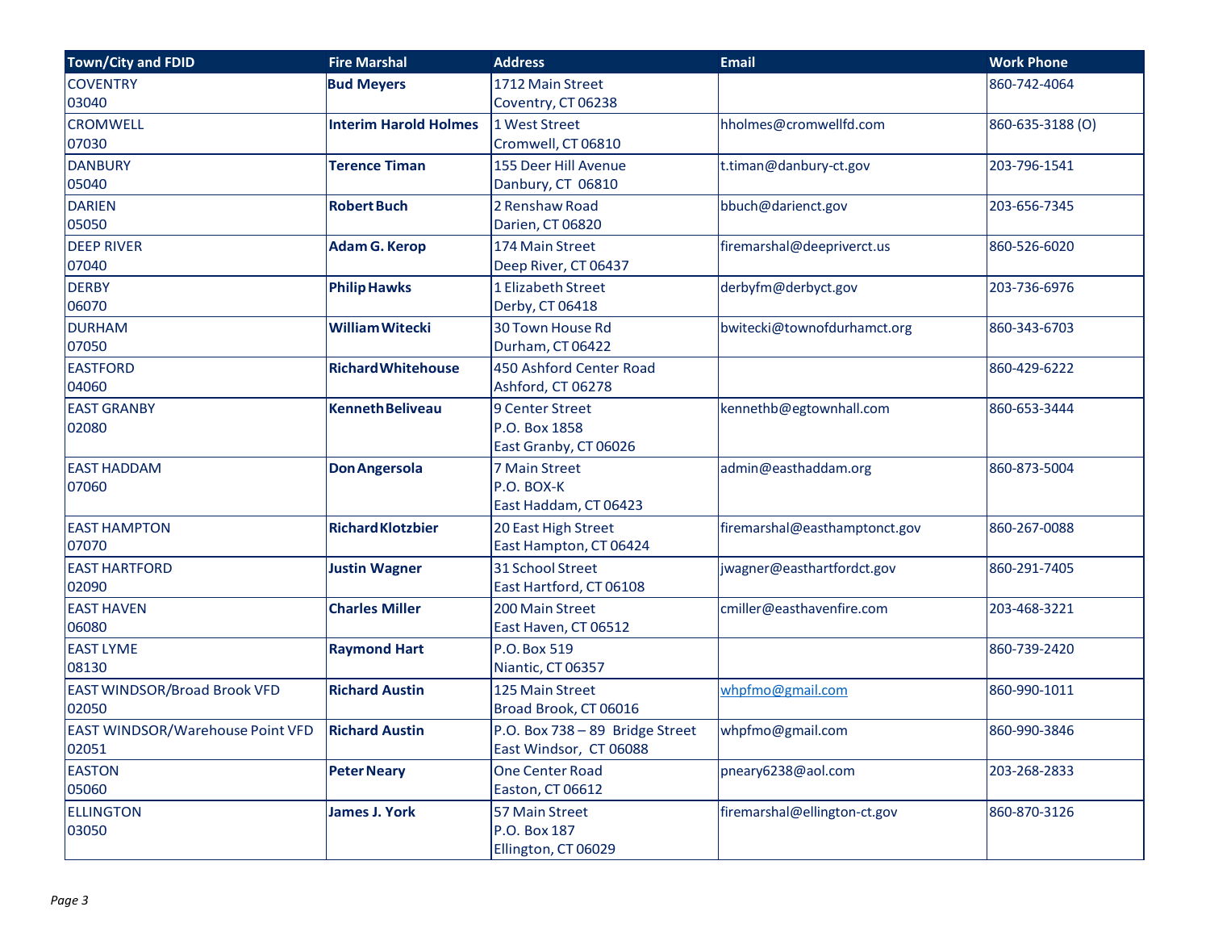| Town/City and FDID | Fire Marshal | Address | Email | Work Phone |
|---|---|---|---|---|
| COVENTRY<br>03040 | **Bud Meyers** | 1712 Main Street<br>Coventry, CT 06238 | | 860-742-4064 |
| CROMWELL<br>07030 | **Interim Harold Holmes** | 1 West Street<br>Cromwell, CT 06810 | hholmes@cromwellfd.com | 860-635-3188 (O) |
| DANBURY<br>05040 | **Terence Timan** | 155 Deer Hill Avenue<br>Danbury, CT 06810 | t.timan@danbury-ct.gov | 203-796-1541 |
| DARIEN<br>05050 | **Robert Buch** | 2 Renshaw Road<br>Darien, CT 06820 | bbuch@darienct.gov | 203-656-7345 |
| DEEP RIVER<br>07040 | **Adam G. Kerop** | 174 Main Street<br>Deep River, CT 06437 | firemarshal@deepriverct.us | 860-526-6020 |
| DERBY<br>06070 | **Philip Hawks** | 1 Elizabeth Street<br>Derby, CT 06418 | derbyfm@derbyct.gov | 203-736-6976 |
| DURHAM<br>07050 | **William Witecki** | 30 Town House Rd<br>Durham, CT 06422 | bwitecki@townofdurhamct.org | 860-343-6703 |
| EASTFORD<br>04060 | **Richard Whitehouse** | 450 Ashford Center Road<br>Ashford, CT 06278 | | 860-429-6222 |
| EAST GRANBY<br>02080 | **Kenneth Beliveau** | 9 Center Street<br>P.O. Box 1858<br>East Granby, CT 06026 | kennethb@egtownhall.com | 860-653-3444 |
| EAST HADDAM<br>07060 | **Don Angersola** | 7 Main Street<br>P.O. BOX-K<br>East Haddam, CT 06423 | admin@easthaddam.org | 860-873-5004 |
| EAST HAMPTON<br>07070 | **Richard Klotzbier** | 20 East High Street<br>East Hampton, CT 06424 | firemarshal@easthamptonct.gov | 860-267-0088 |
| EAST HARTFORD<br>02090 | **Justin Wagner** | 31 School Street<br>East Hartford, CT 06108 | jwagner@easthartfordct.gov | 860-291-7405 |
| EAST HAVEN<br>06080 | **Charles Miller** | 200 Main Street<br>East Haven, CT 06512 | cmiller@easthavenfire.com | 203-468-3221 |
| EAST LYME<br>08130 | **Raymond Hart** | P.O. Box 519<br>Niantic, CT 06357 | | 860-739-2420 |
| EAST WINDSOR/Broad Brook VFD<br>02050 | **Richard Austin** | 125 Main Street<br>Broad Brook, CT 06016 | whpfmo@gmail.com | 860-990-1011 |
| EAST WINDSOR/Warehouse Point VFD<br>02051 | **Richard Austin** | P.O. Box 738 – 89 Bridge Street<br>East Windsor, CT 06088 | whpfmo@gmail.com | 860-990-3846 |
| EASTON<br>05060 | **Peter Neary** | One Center Road<br>Easton, CT 06612 | pneary6238@aol.com | 203-268-2833 |
| ELLINGTON<br>03050 | **James J. York** | 57 Main Street<br>P.O. Box 187<br>Ellington, CT 06029 | firemarshal@ellington-ct.gov | 860-870-3126 |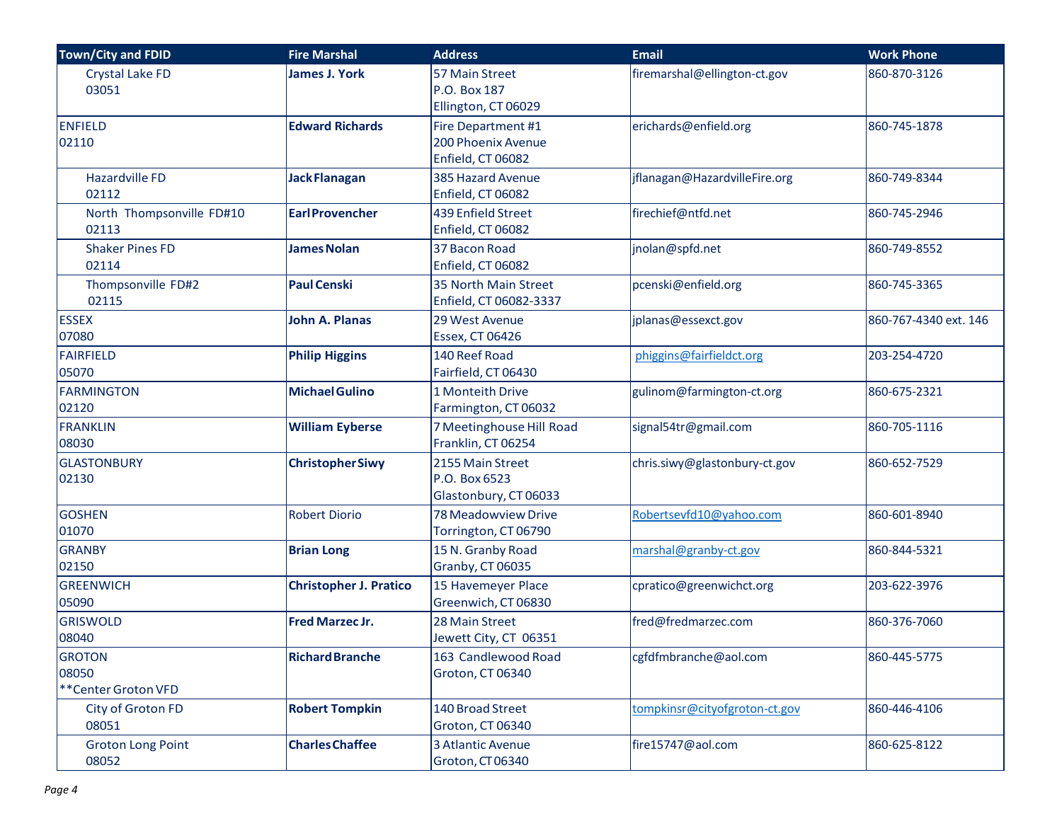| Town/City and FDID | Fire Marshal | Address | Email | Work Phone |
|---|---|---|---|---|
| Crystal Lake FD<br>03051 | **James J. York** | 57 Main Street<br>P.O. Box 187<br>Ellington, CT 06029 | firemarshal@ellington-ct.gov | 860-870-3126 |
| ENFIELD<br>02110 | **Edward Richards** | Fire Department #1<br>200 Phoenix Avenue<br>Enfield, CT 06082 | erichards@enfield.org | 860-745-1878 |
| Hazardville FD<br>02112 | **Jack Flanagan** | 385 Hazard Avenue<br>Enfield, CT 06082 | jflanagan@HazardvilleFire.org | 860-749-8344 |
| North Thompsonville FD#10<br>02113 | **Earl Provencher** | 439 Enfield Street<br>Enfield, CT 06082 | firechief@ntfd.net | 860-745-2946 |
| Shaker Pines FD<br>02114 | **James Nolan** | 37 Bacon Road<br>Enfield, CT 06082 | jnolan@spfd.net | 860-749-8552 |
| Thompsonville FD#2<br>02115 | **Paul Censki** | 35 North Main Street<br>Enfield, CT 06082-3337 | pcenski@enfield.org | 860-745-3365 |
| ESSEX<br>07080 | **John A. Planas** | 29 West Avenue<br>Essex, CT 06426 | jplanas@essexct.gov | 860-767-4340 ext. 146 |
| FAIRFIELD<br>05070 | **Philip Higgins** | 140 Reef Road<br>Fairfield, CT 06430 | phiggins@fairfieldct.org | 203-254-4720 |
| FARMINGTON<br>02120 | **Michael Gulino** | 1 Monteith Drive<br>Farmington, CT 06032 | gulinom@farmington-ct.org | 860-675-2321 |
| FRANKLIN<br>08030 | **William Eyberse** | 7 Meetinghouse Hill Road<br>Franklin, CT 06254 | signal54tr@gmail.com | 860-705-1116 |
| GLASTONBURY<br>02130 | **Christopher Siwy** | 2155 Main Street<br>P.O. Box 6523<br>Glastonbury, CT 06033 | chris.siwy@glastonbury-ct.gov | 860-652-7529 |
| GOSHEN<br>01070 | Robert Diorio | 78 Meadowview Drive<br>Torrington, CT 06790 | Robertsevfd10@yahoo.com | 860-601-8940 |
| GRANBY<br>02150 | **Brian Long** | 15 N. Granby Road<br>Granby, CT 06035 | marshal@granby-ct.gov | 860-844-5321 |
| GREENWICH<br>05090 | **Christopher J. Pratico** | 15 Havemeyer Place<br>Greenwich, CT 06830 | cpratico@greenwichct.org | 203-622-3976 |
| GRISWOLD<br>08040 | **Fred Marzec Jr.** | 28 Main Street<br>Jewett City, CT 06351 | fred@fredmarzec.com | 860-376-7060 |
| GROTON<br>08050<br>**Center Groton VFD | **Richard Branche** | 163 Candlewood Road<br>Groton, CT 06340 | cgfdfmbranche@aol.com | 860-445-5775 |
| City of Groton FD<br>08051 | **Robert Tompkin** | 140 Broad Street<br>Groton, CT 06340 | tompkinsr@cityofgroton-ct.gov | 860-446-4106 |
| Groton Long Point<br>08052 | **Charles Chaffee** | 3 Atlantic Avenue<br>Groton, CT 06340 | fire15747@aol.com | 860-625-8122 |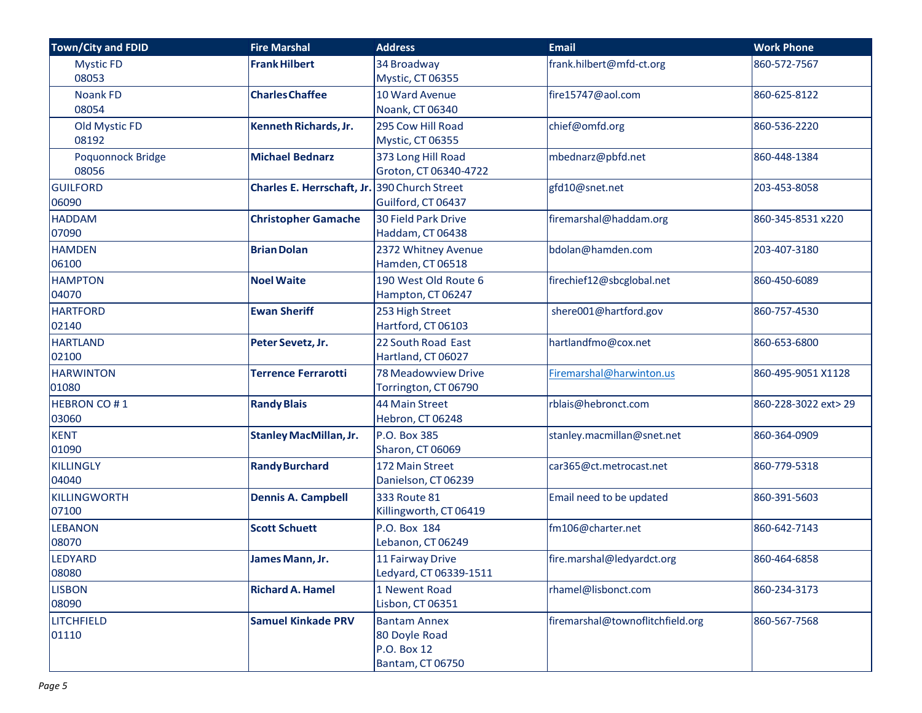| Town/City and FDID | Fire Marshal | Address | Email | Work Phone |
|---|---|---|---|---|
| Mystic FD 08053 | **Frank Hilbert** | 34 Broadway Mystic, CT 06355 | frank.hilbert@mfd-ct.org | 860-572-7567 |
| Noank FD 08054 | **Charles Chaffee** | 10 Ward Avenue Noank, CT 06340 | fire15747@aol.com | 860-625-8122 |
| Old Mystic FD 08192 | **Kenneth Richards, Jr.** | 295 Cow Hill Road Mystic, CT 06355 | chief@omfd.org | 860-536-2220 |
| Poquonnock Bridge 08056 | **Michael Bednarz** | 373 Long Hill Road Groton, CT 06340-4722 | mbednarz@pbfd.net | 860-448-1384 |
| GUILFORD 06090 | **Charles E. Herrschaft, Jr.** | 390 Church Street Guilford, CT 06437 | gfd10@snet.net | 203-453-8058 |
| HADDAM 07090 | **Christopher Gamache** | 30 Field Park Drive Haddam, CT 06438 | firemarshal@haddam.org | 860-345-8531 x220 |
| HAMDEN 06100 | **Brian Dolan** | 2372 Whitney Avenue Hamden, CT 06518 | bdolan@hamden.com | 203-407-3180 |
| HAMPTON 04070 | **Noel Waite** | 190 West Old Route 6 Hampton, CT 06247 | firechief12@sbcglobal.net | 860-450-6089 |
| HARTFORD 02140 | **Ewan Sheriff** | 253 High Street Hartford, CT 06103 | shere001@hartford.gov | 860-757-4530 |
| HARTLAND 02100 | **Peter Sevetz, Jr.** | 22 South Road East Hartland, CT 06027 | hartlandfmo@cox.net | 860-653-6800 |
| HARWINTON 01080 | **Terrence Ferrarotti** | 78 Meadowview Drive Torrington, CT 06790 | Firemarshal@harwinton.us | 860-495-9051 X1128 |
| HEBRON CO # 1 03060 | **Randy Blais** | 44 Main Street Hebron, CT 06248 | rblais@hebronct.com | 860-228-3022 ext> 29 |
| KENT 01090 | **Stanley MacMillan, Jr.** | P.O. Box 385 Sharon, CT 06069 | stanley.macmillan@snet.net | 860-364-0909 |
| KILLINGLY 04040 | **Randy Burchard** | 172 Main Street Danielson, CT 06239 | car365@ct.metrocast.net | 860-779-5318 |
| KILLINGWORTH 07100 | **Dennis A. Campbell** | 333 Route 81 Killingworth, CT 06419 | Email need to be updated | 860-391-5603 |
| LEBANON 08070 | **Scott Schuett** | P.O. Box 184 Lebanon, CT 06249 | fm106@charter.net | 860-642-7143 |
| LEDYARD 08080 | **James Mann, Jr.** | 11 Fairway Drive Ledyard, CT 06339-1511 | fire.marshal@ledyardct.org | 860-464-6858 |
| LISBON 08090 | **Richard A. Hamel** | 1 Newent Road Lisbon, CT 06351 | rhamel@lisbonct.com | 860-234-3173 |
| LITCHFIELD 01110 | **Samuel Kinkade PRV** | Bantam Annex 80 Doyle Road P.O. Box 12 Bantam, CT 06750 | firemarshal@townoflitchfield.org | 860-567-7568 |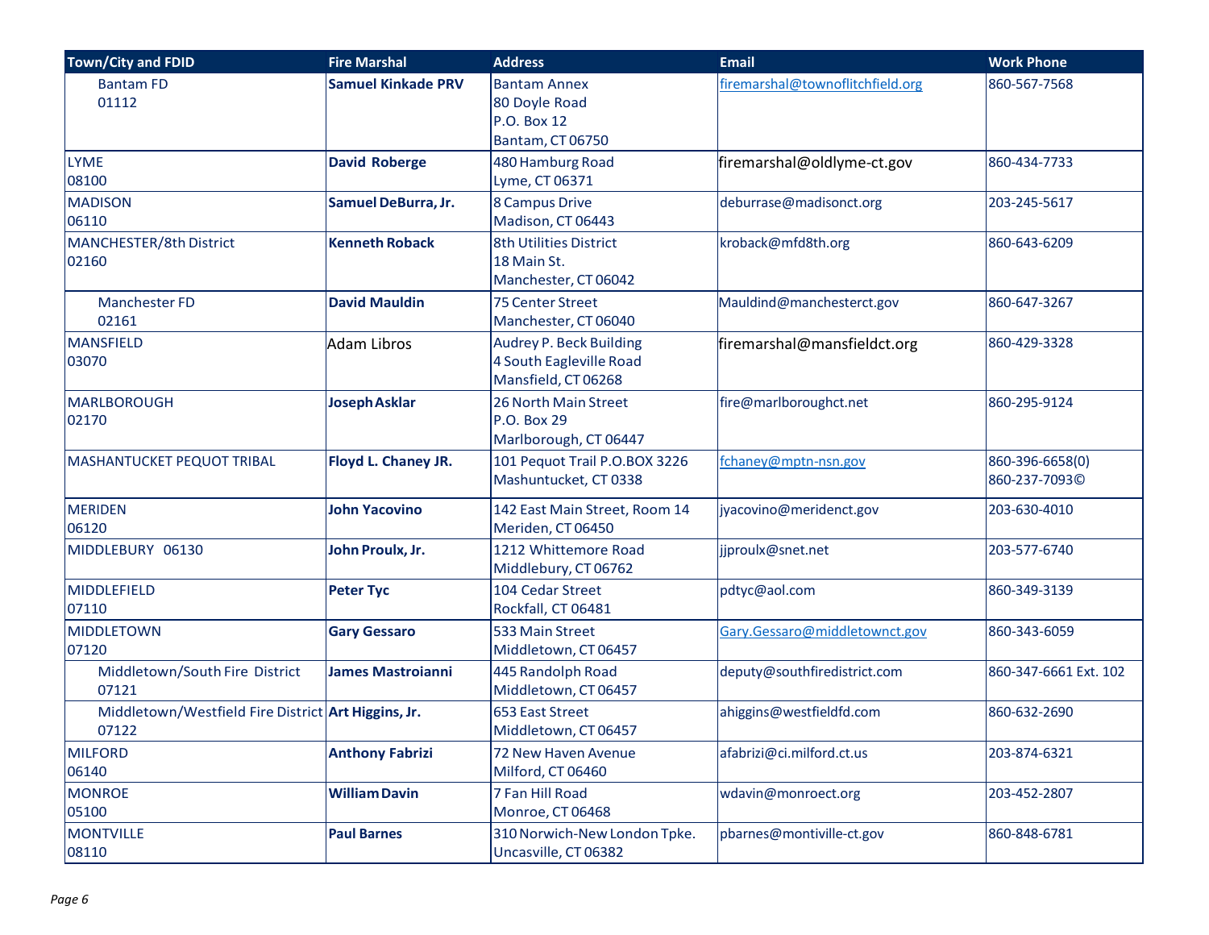| Town/City and FDID | Fire Marshal | Address | Email | Work Phone |
|---|---|---|---|---|
| Bantam FD 01112 | **Samuel Kinkade PRV** | Bantam Annex 80 Doyle Road P.O. Box 12 Bantam, CT 06750 | firemarshal@townoflitchfield.org | 860-567-7568 |
| LYME 08100 | **David Roberge** | 480 Hamburg Road Lyme, CT 06371 | firemarshal@oldlyme-ct.gov | 860-434-7733 |
| MADISON 06110 | **Samuel DeBurra, Jr.** | 8 Campus Drive Madison, CT 06443 | deburrase@madisonct.org | 203-245-5617 |
| MANCHESTER/8th District 02160 | **Kenneth Roback** | 8th Utilities District 18 Main St. Manchester, CT 06042 | kroback@mfd8th.org | 860-643-6209 |
| Manchester FD 02161 | **David Mauldin** | 75 Center Street Manchester, CT 06040 | Mauldind@manchesterct.gov | 860-647-3267 |
| MANSFIELD 03070 | Adam Libros | Audrey P. Beck Building 4 South Eagleville Road Mansfield, CT 06268 | firemarshal@mansfieldct.org | 860-429-3328 |
| MARLBOROUGH 02170 | **Joseph Asklar** | 26 North Main Street P.O. Box 29 Marlborough, CT 06447 | fire@marlboroughct.net | 860-295-9124 |
| MASHANTUCKET PEQUOT TRIBAL | **Floyd L. Chaney JR.** | 101 Pequot Trail P.O.BOX 3226 Mashuntucket, CT 0338 | fchaney@mptn-nsn.gov | 860-396-6658(0) 860-237-7093© |
| MERIDEN 06120 | **John Yacovino** | 142 East Main Street, Room 14 Meriden, CT 06450 | jyacovino@meridenct.gov | 203-630-4010 |
| MIDDLEBURY 06130 | **John Proulx, Jr.** | 1212 Whittemore Road Middlebury, CT 06762 | jjproulx@snet.net | 203-577-6740 |
| MIDDLEFIELD 07110 | **Peter Tyc** | 104 Cedar Street Rockfall, CT 06481 | pdtyc@aol.com | 860-349-3139 |
| MIDDLETOWN 07120 | **Gary Gessaro** | 533 Main Street Middletown, CT 06457 | Gary.Gessaro@middletownct.gov | 860-343-6059 |
| Middletown/South Fire District 07121 | **James Mastroianni** | 445 Randolph Road Middletown, CT 06457 | deputy@southfiredistrict.com | 860-347-6661 Ext. 102 |
| Middletown/Westfield Fire District 07122 | **Art Higgins, Jr.** | 653 East Street Middletown, CT 06457 | ahiggins@westfieldfd.com | 860-632-2690 |
| MILFORD 06140 | **Anthony Fabrizi** | 72 New Haven Avenue Milford, CT 06460 | afabrizi@ci.milford.ct.us | 203-874-6321 |
| MONROE 05100 | **William Davin** | 7 Fan Hill Road Monroe, CT 06468 | wdavin@monroect.org | 203-452-2807 |
| MONTVILLE 08110 | **Paul Barnes** | 310 Norwich-New London Tpke. Uncasville, CT 06382 | pbarnes@montiville-ct.gov | 860-848-6781 |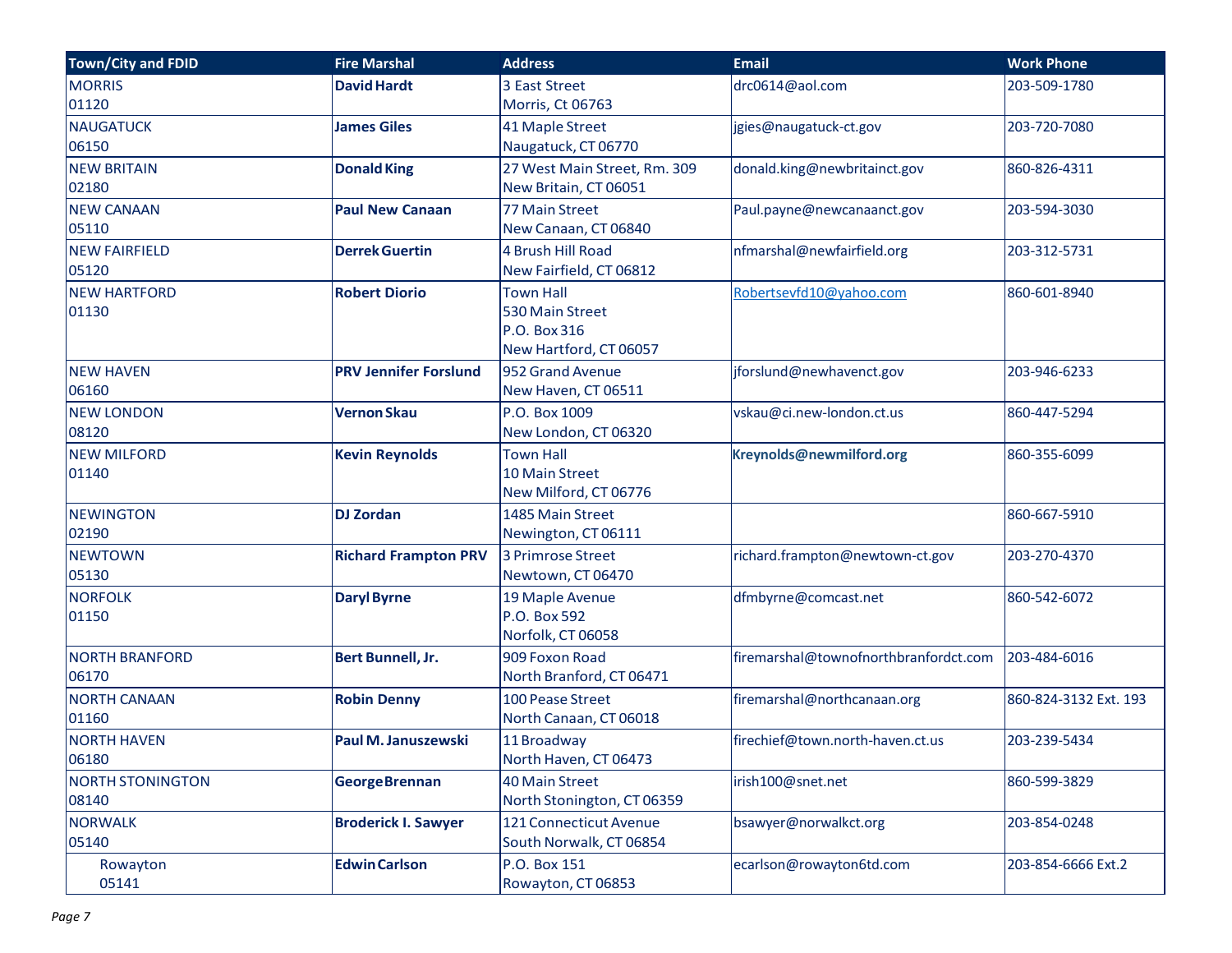| Town/City and FDID | Fire Marshal | Address | Email | Work Phone |
|---|---|---|---|---|
| MORRIS<br>01120 | **David Hardt** | 3 East Street<br>Morris, Ct 06763 | drc0614@aol.com | 203-509-1780 |
| NAUGATUCK<br>06150 | **James Giles** | 41 Maple Street<br>Naugatuck, CT 06770 | jgies@naugatuck-ct.gov | 203-720-7080 |
| NEW BRITAIN<br>02180 | **Donald King** | 27 West Main Street, Rm. 309<br>New Britain, CT 06051 | donald.king@newbritainct.gov | 860-826-4311 |
| NEW CANAAN<br>05110 | **Paul New Canaan** | 77 Main Street<br>New Canaan, CT 06840 | Paul.payne@newcanaanct.gov | 203-594-3030 |
| NEW FAIRFIELD<br>05120 | **Derrek Guertin** | 4 Brush Hill Road<br>New Fairfield, CT 06812 | nfmarshal@newfairfield.org | 203-312-5731 |
| NEW HARTFORD<br>01130 | **Robert Diorio** | Town Hall<br>530 Main Street<br>P.O. Box 316<br>New Hartford, CT 06057 | Robertsevfd10@yahoo.com | 860-601-8940 |
| NEW HAVEN<br>06160 | **PRV Jennifer Forslund** | 952 Grand Avenue<br>New Haven, CT 06511 | jforslund@newhavenct.gov | 203-946-6233 |
| NEW LONDON<br>08120 | **Vernon Skau** | P.O. Box 1009<br>New London, CT 06320 | vskau@ci.new-london.ct.us | 860-447-5294 |
| NEW MILFORD<br>01140 | **Kevin Reynolds** | Town Hall<br>10 Main Street<br>New Milford, CT 06776 | **Kreynolds@newmilford.org** | 860-355-6099 |
| NEWINGTON<br>02190 | **DJ Zordan** | 1485 Main Street<br>Newington, CT 06111 | | 860-667-5910 |
| NEWTOWN<br>05130 | **Richard Frampton PRV** | 3 Primrose Street<br>Newtown, CT 06470 | richard.frampton@newtown-ct.gov | 203-270-4370 |
| NORFOLK<br>01150 | **Daryl Byrne** | 19 Maple Avenue<br>P.O. Box 592<br>Norfolk, CT 06058 | dfmbyrne@comcast.net | 860-542-6072 |
| NORTH BRANFORD<br>06170 | **Bert Bunnell, Jr.** | 909 Foxon Road<br>North Branford, CT 06471 | firemarshal@townofnorthbranfordct.com | 203-484-6016 |
| NORTH CANAAN<br>01160 | **Robin Denny** | 100 Pease Street<br>North Canaan, CT 06018 | firemarshal@northcanaan.org | 860-824-3132 Ext. 193 |
| NORTH HAVEN<br>06180 | **Paul M. Januszewski** | 11 Broadway<br>North Haven, CT 06473 | firechief@town.north-haven.ct.us | 203-239-5434 |
| NORTH STONINGTON<br>08140 | **George Brennan** | 40 Main Street<br>North Stonington, CT 06359 | irish100@snet.net | 860-599-3829 |
| NORWALK<br>05140 | **Broderick I. Sawyer** | 121 Connecticut Avenue<br>South Norwalk, CT 06854 | bsawyer@norwalkct.org | 203-854-0248 |
| Rowayton<br>05141 | **Edwin Carlson** | P.O. Box 151<br>Rowayton, CT 06853 | ecarlson@rowayton6td.com | 203-854-6666 Ext.2 |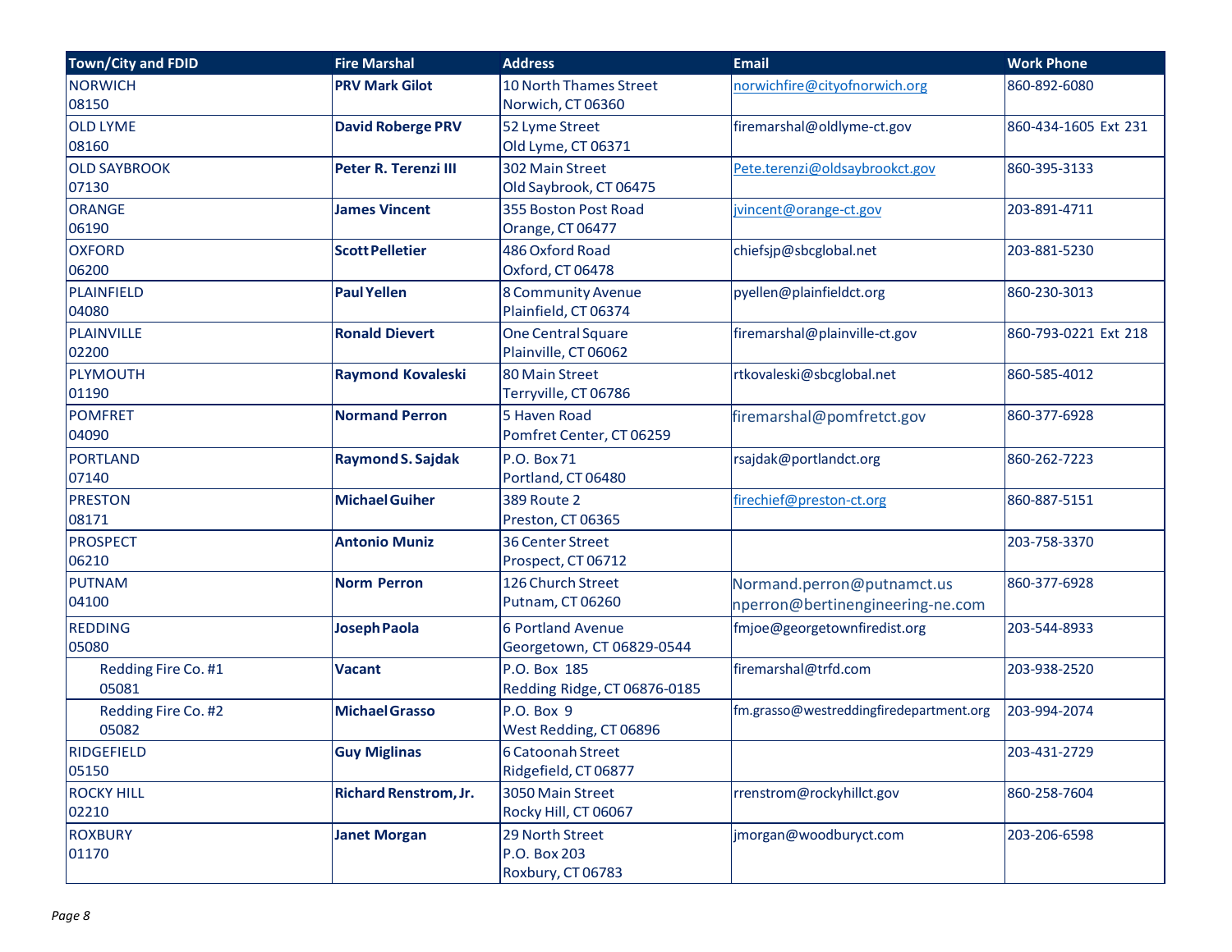| Town/City and FDID | Fire Marshal | Address | Email | Work Phone |
|---|---|---|---|---|
| NORWICH 08150 | **PRV Mark Gilot** | 10 North Thames Street Norwich, CT 06360 | norwichfire@cityofnorwich.org | 860-892-6080 |
| OLD LYME 08160 | **David Roberge PRV** | 52 Lyme Street Old Lyme, CT 06371 | firemarshal@oldlyme-ct.gov | 860-434-1605 Ext 231 |
| OLD SAYBROOK 07130 | **Peter R. Terenzi III** | 302 Main Street Old Saybrook, CT 06475 | Pete.terenzi@oldsaybrookct.gov | 860-395-3133 |
| ORANGE 06190 | **James Vincent** | 355 Boston Post Road Orange, CT 06477 | jvincent@orange-ct.gov | 203-891-4711 |
| OXFORD 06200 | **Scott Pelletier** | 486 Oxford Road Oxford, CT 06478 | chiefsjp@sbcglobal.net | 203-881-5230 |
| PLAINFIELD 04080 | **Paul Yellen** | 8 Community Avenue Plainfield, CT 06374 | pyellen@plainfieldct.org | 860-230-3013 |
| PLAINVILLE 02200 | **Ronald Dievert** | One Central Square Plainville, CT 06062 | firemarshal@plainville-ct.gov | 860-793-0221 Ext 218 |
| PLYMOUTH 01190 | **Raymond Kovaleski** | 80 Main Street Terryville, CT 06786 | rtkovaleski@sbcglobal.net | 860-585-4012 |
| POMFRET 04090 | **Normand Perron** | 5 Haven Road Pomfret Center, CT 06259 | firemarshal@pomfretct.gov | 860-377-6928 |
| PORTLAND 07140 | **Raymond S. Sajdak** | P.O. Box 71 Portland, CT 06480 | rsajdak@portlandct.org | 860-262-7223 |
| PRESTON 08171 | **Michael Guiher** | 389 Route 2 Preston, CT 06365 | firechief@preston-ct.org | 860-887-5151 |
| PROSPECT 06210 | **Antonio Muniz** | 36 Center Street Prospect, CT 06712 | | 203-758-3370 |
| PUTNAM 04100 | **Norm Perron** | 126 Church Street Putnam, CT 06260 | Normand.perron@putnamct.us nperron@bertinengineering-ne.com | 860-377-6928 |
| REDDING 05080 | **Joseph Paola** | 6 Portland Avenue Georgetown, CT 06829-0544 | fmjoe@georgetownfiredist.org | 203-544-8933 |
| Redding Fire Co. #1 05081 | **Vacant** | P.O. Box 185 Redding Ridge, CT 06876-0185 | firemarshal@trfd.com | 203-938-2520 |
| Redding Fire Co. #2 05082 | **Michael Grasso** | P.O. Box 9 West Redding, CT 06896 | fm.grasso@westreddingfiredepartment.org | 203-994-2074 |
| RIDGEFIELD 05150 | **Guy Miglinas** | 6 Catoonah Street Ridgefield, CT 06877 | | 203-431-2729 |
| ROCKY HILL 02210 | **Richard Renstrom, Jr.** | 3050 Main Street Rocky Hill, CT 06067 | rrenstrom@rockyhillct.gov | 860-258-7604 |
| ROXBURY 01170 | **Janet Morgan** | 29 North Street P.O. Box 203 Roxbury, CT 06783 | jmorgan@woodburyct.com | 203-206-6598 |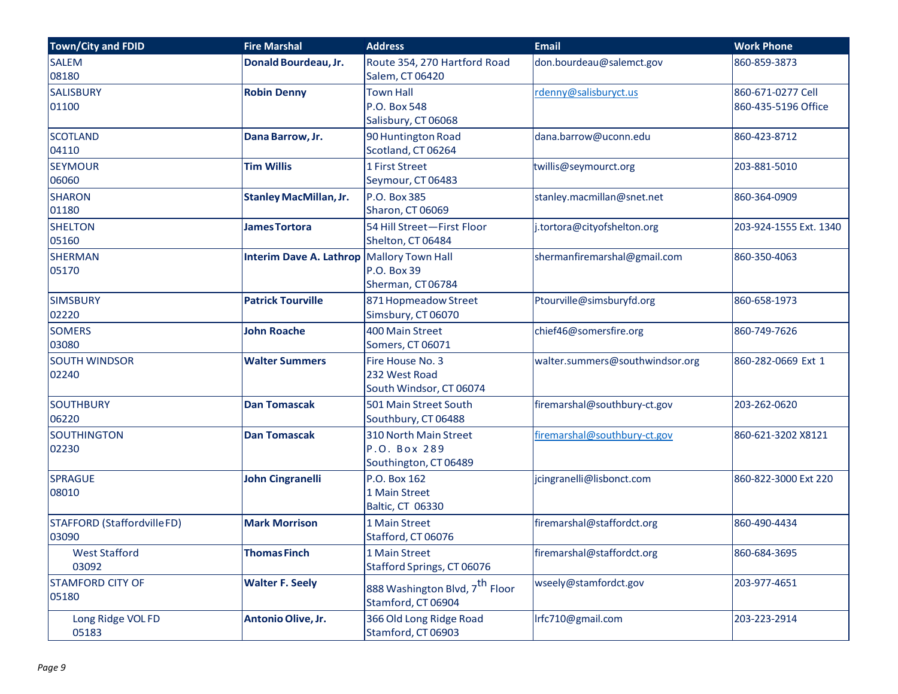| Town/City and FDID | Fire Marshal | Address | Email | Work Phone |
|---|---|---|---|---|
| SALEM<br>08180 | **Donald Bourdeau, Jr.** | Route 354, 270 Hartford Road<br>Salem, CT 06420 | don.bourdeau@salemct.gov | 860-859-3873 |
| SALISBURY<br>01100 | **Robin Denny** | Town Hall<br>P.O. Box 548<br>Salisbury, CT 06068 | rdenny@salisburyct.us | 860-671-0277 Cell<br>860-435-5196 Office |
| SCOTLAND<br>04110 | **Dana Barrow, Jr.** | 90 Huntington Road<br>Scotland, CT 06264 | dana.barrow@uconn.edu | 860-423-8712 |
| SEYMOUR<br>06060 | **Tim Willis** | 1 First Street<br>Seymour, CT 06483 | twillis@seymourct.org | 203-881-5010 |
| SHARON<br>01180 | **Stanley MacMillan, Jr.** | P.O. Box 385<br>Sharon, CT 06069 | stanley.macmillan@snet.net | 860-364-0909 |
| SHELTON<br>05160 | **James Tortora** | 54 Hill Street—First Floor<br>Shelton, CT 06484 | j.tortora@cityofshelton.org | 203-924-1555 Ext. 1340 |
| SHERMAN<br>05170 | **Interim Dave A. Lathrop** | Mallory Town Hall<br>P.O. Box 39<br>Sherman, CT 06784 | shermanfiremarshal@gmail.com | 860-350-4063 |
| SIMSBURY<br>02220 | **Patrick Tourville** | 871 Hopmeadow Street<br>Simsbury, CT 06070 | Ptourville@simsburyfd.org | 860-658-1973 |
| SOMERS<br>03080 | **John Roache** | 400 Main Street<br>Somers, CT 06071 | chief46@somersfire.org | 860-749-7626 |
| SOUTH WINDSOR<br>02240 | **Walter Summers** | Fire House No. 3<br>232 West Road<br>South Windsor, CT 06074 | walter.summers@southwindsor.org | 860-282-0669 Ext 1 |
| SOUTHBURY<br>06220 | **Dan Tomascak** | 501 Main Street South<br>Southbury, CT 06488 | firemarshal@southbury-ct.gov | 203-262-0620 |
| SOUTHINGTON<br>02230 | **Dan Tomascak** | 310 North Main Street<br>P.O. Box 289<br>Southington, CT 06489 | firemarshal@southbury-ct.gov | 860-621-3202 X8121 |
| SPRAGUE<br>08010 | **John Cingranelli** | P.O. Box 162<br>1 Main Street<br>Baltic, CT 06330 | jcingranelli@lisbonct.com | 860-822-3000 Ext 220 |
| STAFFORD (Staffordville FD)<br>03090 | **Mark Morrison** | 1 Main Street<br>Stafford, CT 06076 | firemarshal@staffordct.org | 860-490-4434 |
| West Stafford<br>03092 | **Thomas Finch** | 1 Main Street<br>Stafford Springs, CT 06076 | firemarshal@staffordct.org | 860-684-3695 |
| STAMFORD CITY OF<br>05180 | **Walter F. Seely** | 888 Washington Blvd, 7th Floor<br>Stamford, CT 06904 | wseely@stamfordct.gov | 203-977-4651 |
| Long Ridge VOL FD<br>05183 | **Antonio Olive, Jr.** | 366 Old Long Ridge Road<br>Stamford, CT 06903 | lrfc710@gmail.com | 203-223-2914 |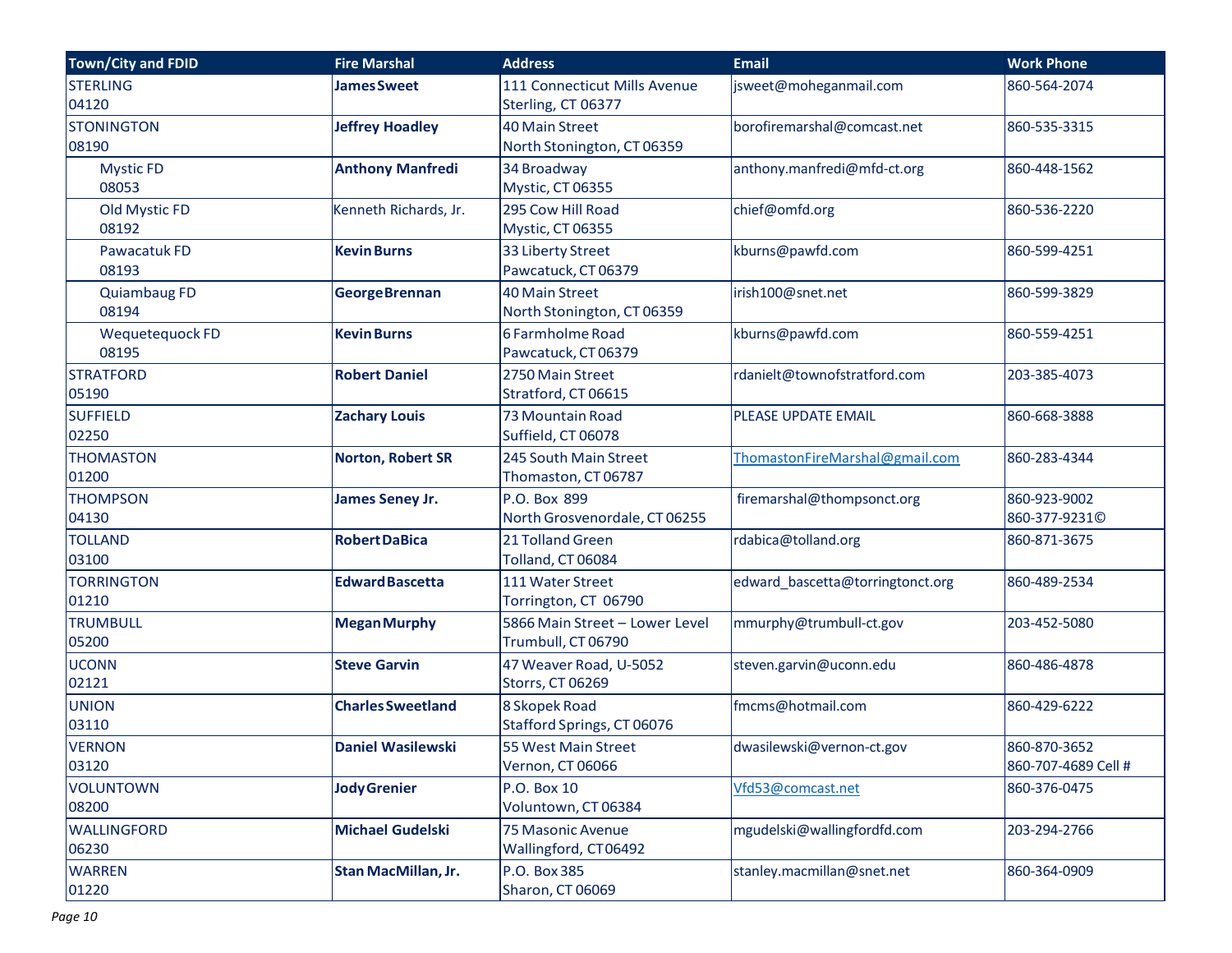| Town/City and FDID | Fire Marshal | Address | Email | Work Phone |
|---|---|---|---|---|
| STERLING<br>04120 | **James Sweet** | 111 Connecticut Mills Avenue<br>Sterling, CT 06377 | jsweet@moheganmail.com | 860-564-2074 |
| STONINGTON<br>08190 | **Jeffrey Hoadley** | 40 Main Street<br>North Stonington, CT 06359 | borofiremarshal@comcast.net | 860-535-3315 |
| Mystic FD<br>08053 | **Anthony Manfredi** | 34 Broadway<br>Mystic, CT 06355 | anthony.manfredi@mfd-ct.org | 860-448-1562 |
| Old Mystic FD<br>08192 | Kenneth Richards, Jr. | 295 Cow Hill Road<br>Mystic, CT 06355 | chief@omfd.org | 860-536-2220 |
| Pawacatuk FD<br>08193 | **Kevin Burns** | 33 Liberty Street<br>Pawcatuck, CT 06379 | kburns@pawfd.com | 860-599-4251 |
| Quiambaug FD<br>08194 | **George Brennan** | 40 Main Street<br>North Stonington, CT 06359 | irish100@snet.net | 860-599-3829 |
| Wequetequock FD<br>08195 | **Kevin Burns** | 6 Farmholme Road<br>Pawcatuck, CT 06379 | kburns@pawfd.com | 860-559-4251 |
| STRATFORD<br>05190 | **Robert Daniel** | 2750 Main Street<br>Stratford, CT 06615 | rdanielt@townofstratford.com | 203-385-4073 |
| SUFFIELD<br>02250 | **Zachary Louis** | 73 Mountain Road<br>Suffield, CT 06078 | PLEASE UPDATE EMAIL | 860-668-3888 |
| THOMASTON<br>01200 | **Norton, Robert SR** | 245 South Main Street<br>Thomaston, CT 06787 | ThomastonFireMarshal@gmail.com | 860-283-4344 |
| THOMPSON<br>04130 | **James Seney Jr.** | P.O. Box 899<br>North Grosvenordale, CT 06255 | firemarshal@thompsonct.org | 860-923-9002<br>860-377-9231© |
| TOLLAND<br>03100 | **Robert DaBica** | 21 Tolland Green<br>Tolland, CT 06084 | rdabica@tolland.org | 860-871-3675 |
| TORRINGTON<br>01210 | **Edward Bascetta** | 111 Water Street<br>Torrington, CT 06790 | edward_bascetta@torringtonct.org | 860-489-2534 |
| TRUMBULL<br>05200 | **Megan Murphy** | 5866 Main Street – Lower Level<br>Trumbull, CT 06790 | mmurphy@trumbull-ct.gov | 203-452-5080 |
| UCONN<br>02121 | **Steve Garvin** | 47 Weaver Road, U-5052<br>Storrs, CT 06269 | steven.garvin@uconn.edu | 860-486-4878 |
| UNION<br>03110 | **Charles Sweetland** | 8 Skopek Road<br>Stafford Springs, CT 06076 | fmcms@hotmail.com | 860-429-6222 |
| VERNON<br>03120 | **Daniel Wasilewski** | 55 West Main Street<br>Vernon, CT 06066 | dwasilewski@vernon-ct.gov | 860-870-3652<br>860-707-4689 Cell # |
| VOLUNTOWN<br>08200 | **Jody Grenier** | P.O. Box 10<br>Voluntown, CT 06384 | Vfd53@comcast.net | 860-376-0475 |
| WALLINGFORD<br>06230 | **Michael Gudelski** | 75 Masonic Avenue<br>Wallingford, CT 06492 | mgudelski@wallingfordfd.com | 203-294-2766 |
| WARREN<br>01220 | **Stan MacMillan, Jr.** | P.O. Box 385<br>Sharon, CT 06069 | stanley.macmillan@snet.net | 860-364-0909 |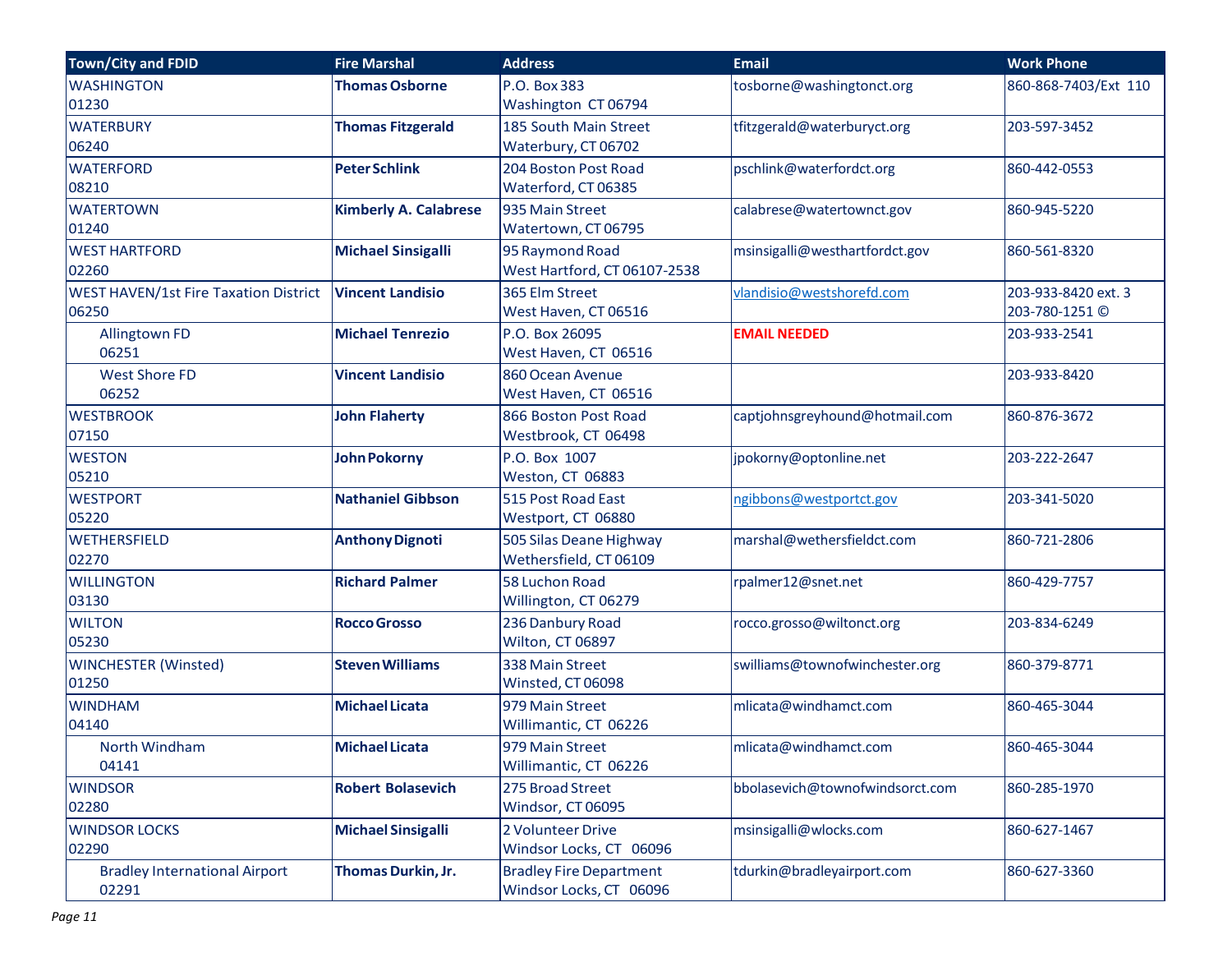| Town/City and FDID | Fire Marshal | Address | Email | Work Phone |
|---|---|---|---|---|
| WASHINGTON<br>01230 | **Thomas Osborne** | P.O. Box 383<br>Washington CT 06794 | tosborne@washingtonct.org | 860-868-7403/Ext 110 |
| WATERBURY<br>06240 | **Thomas Fitzgerald** | 185 South Main Street<br>Waterbury, CT 06702 | tfitzgerald@waterburyct.org | 203-597-3452 |
| WATERFORD<br>08210 | **Peter Schlink** | 204 Boston Post Road<br>Waterford, CT 06385 | pschlink@waterfordct.org | 860-442-0553 |
| WATERTOWN<br>01240 | **Kimberly A. Calabrese** | 935 Main Street<br>Watertown, CT 06795 | calabrese@watertownct.gov | 860-945-5220 |
| WEST HARTFORD<br>02260 | **Michael Sinsigalli** | 95 Raymond Road<br>West Hartford, CT 06107-2538 | msinsigalli@westhartfordct.gov | 860-561-8320 |
| WEST HAVEN/1st Fire Taxation District<br>06250 | **Vincent Landisio** | 365 Elm Street<br>West Haven, CT 06516 | vlandisio@westshorefd.com | 203-933-8420 ext. 3<br>203-780-1251 © |
| Allingtown FD<br>06251 | **Michael Tenrezio** | P.O. Box 26095<br>West Haven, CT 06516 | **EMAIL NEEDED** | 203-933-2541 |
| West Shore FD<br>06252 | **Vincent Landisio** | 860 Ocean Avenue<br>West Haven, CT 06516 | | 203-933-8420 |
| WESTBROOK<br>07150 | **John Flaherty** | 866 Boston Post Road<br>Westbrook, CT 06498 | captjohnsgreyhound@hotmail.com | 860-876-3672 |
| WESTON<br>05210 | **John Pokorny** | P.O. Box 1007<br>Weston, CT 06883 | jpokorny@optonline.net | 203-222-2647 |
| WESTPORT<br>05220 | **Nathaniel Gibbson** | 515 Post Road East<br>Westport, CT 06880 | ngibbons@westportct.gov | 203-341-5020 |
| WETHERSFIELD<br>02270 | **Anthony Dignoti** | 505 Silas Deane Highway<br>Wethersfield, CT 06109 | marshal@wethersfieldct.com | 860-721-2806 |
| WILLINGTON<br>03130 | **Richard Palmer** | 58 Luchon Road<br>Willington, CT 06279 | rpalmer12@snet.net | 860-429-7757 |
| WILTON<br>05230 | **Rocco Grosso** | 236 Danbury Road<br>Wilton, CT 06897 | rocco.grosso@wiltonct.org | 203-834-6249 |
| WINCHESTER (Winsted)<br>01250 | **Steven Williams** | 338 Main Street<br>Winsted, CT 06098 | swilliams@townofwinchester.org | 860-379-8771 |
| WINDHAM<br>04140 | **Michael Licata** | 979 Main Street<br>Willimantic, CT 06226 | mlicata@windhamct.com | 860-465-3044 |
| North Windham<br>04141 | **Michael Licata** | 979 Main Street<br>Willimantic, CT 06226 | mlicata@windhamct.com | 860-465-3044 |
| WINDSOR<br>02280 | **Robert Bolasevich** | 275 Broad Street<br>Windsor, CT 06095 | bbolasevich@townofwindsorct.com | 860-285-1970 |
| WINDSOR LOCKS<br>02290 | **Michael Sinsigalli** | 2 Volunteer Drive<br>Windsor Locks, CT 06096 | msinsigalli@wlocks.com | 860-627-1467 |
| Bradley International Airport<br>02291 | **Thomas Durkin, Jr.** | Bradley Fire Department<br>Windsor Locks, CT 06096 | tdurkin@bradleyairport.com | 860-627-3360 |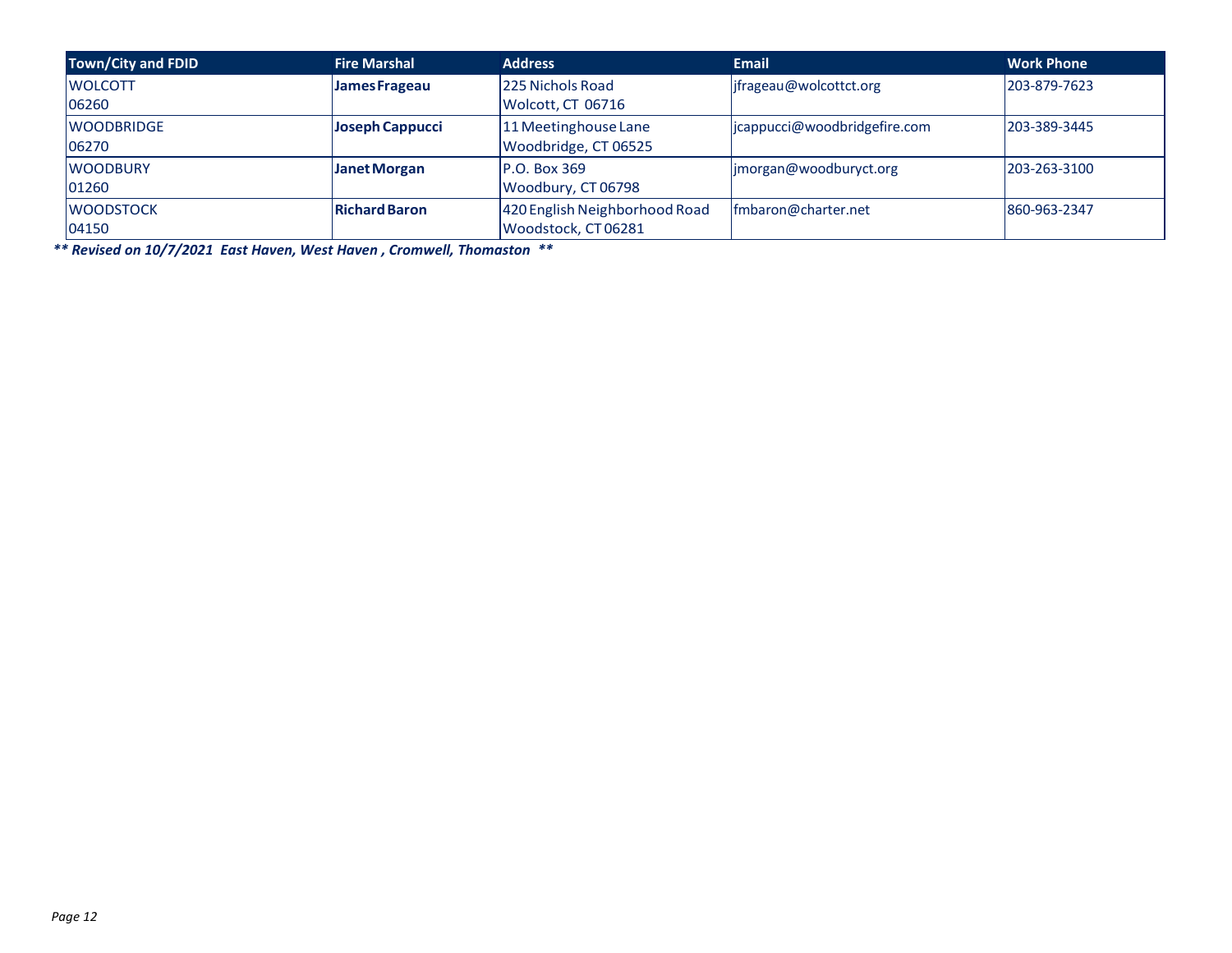| Town/City and FDID | Fire Marshal | Address | Email | Work Phone |
|---|---|---|---|---|
| WOLCOTT<br>06260 | **James Frageau** | 225 Nichols Road<br>Wolcott, CT 06716 | jfrageau@wolcottct.org | 203-879-7623 |
| WOODBRIDGE<br>06270 | **Joseph Cappucci** | 11 Meetinghouse Lane<br>Woodbridge, CT 06525 | jcappucci@woodbridgefire.com | 203-389-3445 |
| WOODBURY<br>01260 | **Janet Morgan** | P.O. Box 369<br>Woodbury, CT 06798 | jmorgan@woodburyct.org | 203-263-3100 |
| WOODSTOCK<br>04150 | **Richard Baron** | 420 English Neighborhood Road<br>Woodstock, CT 06281 | fmbaron@charter.net | 860-963-2347 |

***\*\* Revised on 10/7/2021 East Haven, West Haven , Cromwell, Thomaston \*\****